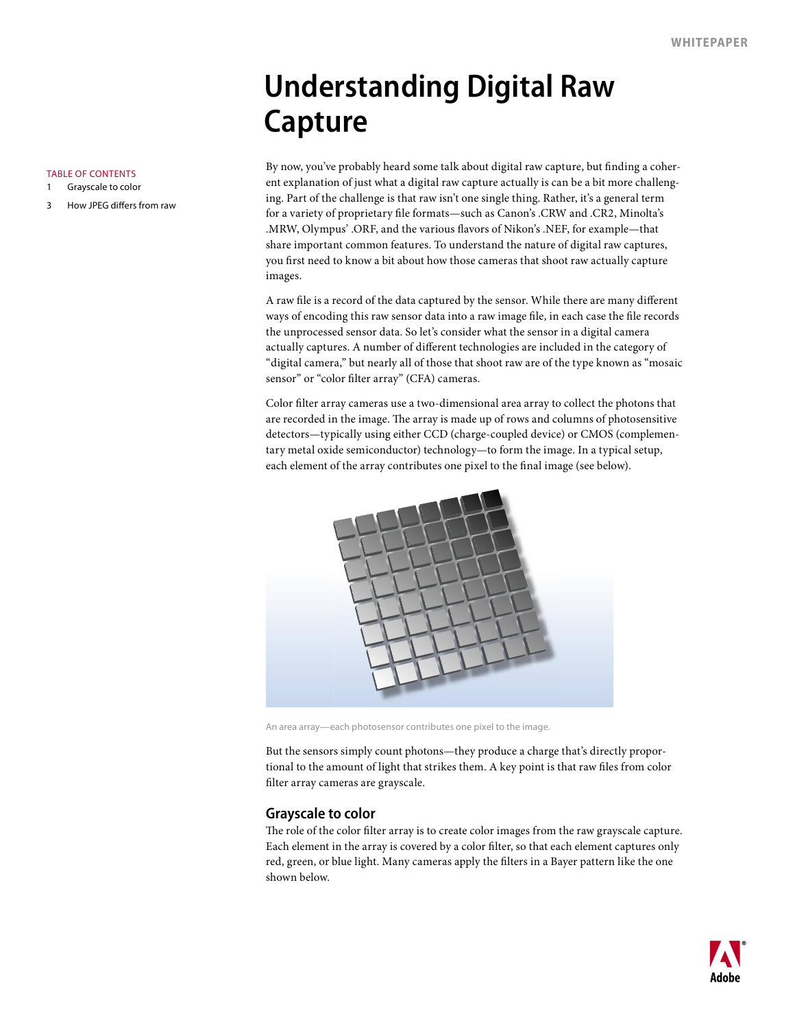# Understanding Digital Raw Capture

TABLE OF CONTENTS

1 Grayscale to color

3 How JPEG differs from raw

By now, you've probably heard some talk about digital raw capture, but finding a coherent explanation of just what a digital raw capture actually is can be a bit more challenging. Part of the challenge is that raw isn't one single thing. Rather, it's a general term for a variety of proprietary file formats—such as Canon's .CRW and .CR2, Minolta's .MRW, Olympus' .ORF, and the various flavors of Nikon's .NEF, for example—that share important common features. To understand the nature of digital raw captures, you first need to know a bit about how those cameras that shoot raw actually capture images.

A raw file is a record of the data captured by the sensor. While there are many different ways of encoding this raw sensor data into a raw image file, in each case the file records the unprocessed sensor data. So let's consider what the sensor in a digital camera actually captures. A number of different technologies are included in the category of "digital camera," but nearly all of those that shoot raw are of the type known as "mosaic sensor" or "color filter array" (CFA) cameras.

Color filter array cameras use a two-dimensional area array to collect the photons that are recorded in the image. The array is made up of rows and columns of photosensitive detectors—typically using either CCD (charge-coupled device) or CMOS (complementary metal oxide semiconductor) technology—to form the image. In a typical setup, each element of the array contributes one pixel to the final image (see below).

An area array—each photosensor contributes one pixel to the image.

But the sensors simply count photons—they produce a charge that's directly proportional to the amount of light that strikes them. A key point is that raw files from color filter array cameras are grayscale.

## Grayscale to color

The role of the color filter array is to create color images from the raw grayscale capture. Each element in the array is covered by a color filter, so that each element captures only red, green, or blue light. Many cameras apply the filters in a Bayer pattern like the one shown below.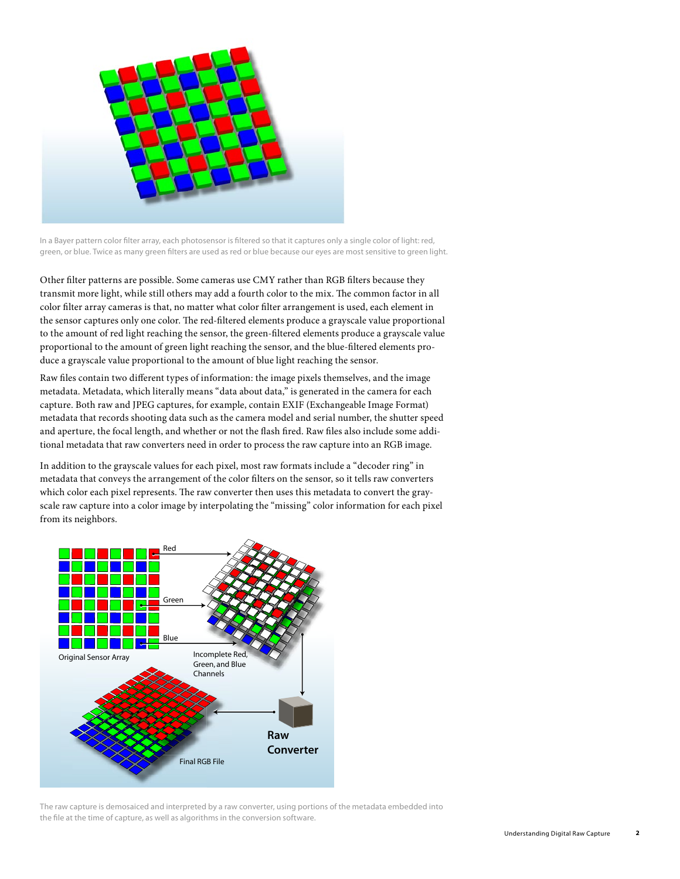In a Bayer pattern color filter array, each photosensor is filtered so that it captures only a single color of light: red, green, or blue. Twice as many green filters are used as red or blue because our eyes are most sensitive to green light.

Other filter patterns are possible. Some cameras use CMY rather than RGB filters because they transmit more light, while still others may add a fourth color to the mix. The common factor in all color filter array cameras is that, no matter what color filter arrangement is used, each element in the sensor captures only one color. The red-filtered elements produce a grayscale value proportional to the amount of red light reaching the sensor, the green-filtered elements produce a grayscale value proportional to the amount of green light reaching the sensor, and the blue-filtered elements produce a grayscale value proportional to the amount of blue light reaching the sensor.

Raw files contain two different types of information: the image pixels themselves, and the image metadata. Metadata, which literally means "data about data," is generated in the camera for each capture. Both raw and JPEG captures, for example, contain EXIF (Exchangeable Image Format) metadata that records shooting data such as the camera model and serial number, the shutter speed and aperture, the focal length, and whether or not the flash fired. Raw files also include some additional metadata that raw converters need in order to process the raw capture into an RGB image.

In addition to the grayscale values for each pixel, most raw formats include a "decoder ring" in metadata that conveys the arrangement of the color filters on the sensor, so it tells raw converters which color each pixel represents. The raw converter then uses this metadata to convert the grayscale raw capture into a color image by interpolating the "missing" color information for each pixel from its neighbors.

The raw capture is demosaiced and interpreted by a raw converter, using portions of the metadata embedded into the file at the time of capture, as well as algorithms in the conversion software.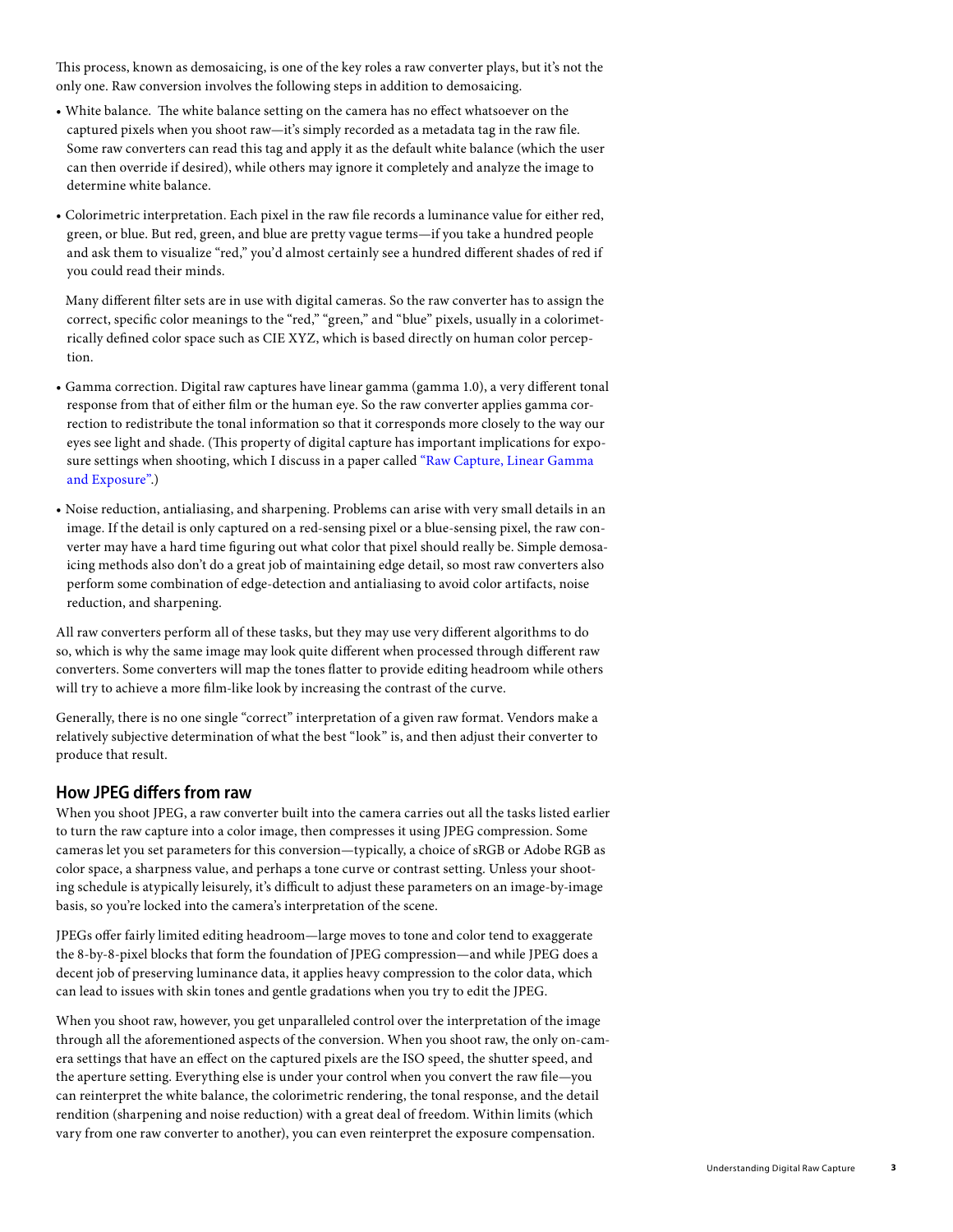This process, known as demosaicing, is one of the key roles a raw converter plays, but it's not the only one. Raw conversion involves the following steps in addition to demosaicing.

- White balance. The white balance setting on the camera has no effect whatsoever on the captured pixels when you shoot raw—it's simply recorded as a metadata tag in the raw file. Some raw converters can read this tag and apply it as the default white balance (which the user can then override if desired), while others may ignore it completely and analyze the image to determine white balance.
- Colorimetric interpretation. Each pixel in the raw file records a luminance value for either red, green, or blue. But red, green, and blue are pretty vague terms—if you take a hundred people and ask them to visualize "red," you'd almost certainly see a hundred different shades of red if you could read their minds.

  Many different filter sets are in use with digital cameras. So the raw converter has to assign the correct, specific color meanings to the "red," "green," and "blue" pixels, usually in a colorimetrically defined color space such as CIE XYZ, which is based directly on human color perception.
- Gamma correction. Digital raw captures have linear gamma (gamma 1.0), a very different tonal response from that of either film or the human eye. So the raw converter applies gamma correction to redistribute the tonal information so that it corresponds more closely to the way our eyes see light and shade. (This property of digital capture has important implications for exposure settings when shooting, which I discuss in a paper called "Raw Capture, Linear Gamma and Exposure".)
- Noise reduction, antialiasing, and sharpening. Problems can arise with very small details in an image. If the detail is only captured on a red-sensing pixel or a blue-sensing pixel, the raw converter may have a hard time figuring out what color that pixel should really be. Simple demosaicing methods also don't do a great job of maintaining edge detail, so most raw converters also perform some combination of edge-detection and antialiasing to avoid color artifacts, noise reduction, and sharpening.

All raw converters perform all of these tasks, but they may use very different algorithms to do so, which is why the same image may look quite different when processed through different raw converters. Some converters will map the tones flatter to provide editing headroom while others will try to achieve a more film-like look by increasing the contrast of the curve.

Generally, there is no one single "correct" interpretation of a given raw format. Vendors make a relatively subjective determination of what the best "look" is, and then adjust their converter to produce that result.

## How JPEG differs from raw

When you shoot JPEG, a raw converter built into the camera carries out all the tasks listed earlier to turn the raw capture into a color image, then compresses it using JPEG compression. Some cameras let you set parameters for this conversion—typically, a choice of sRGB or Adobe RGB as color space, a sharpness value, and perhaps a tone curve or contrast setting. Unless your shooting schedule is atypically leisurely, it's difficult to adjust these parameters on an image-by-image basis, so you're locked into the camera's interpretation of the scene.

JPEGs offer fairly limited editing headroom—large moves to tone and color tend to exaggerate the 8-by-8-pixel blocks that form the foundation of JPEG compression—and while JPEG does a decent job of preserving luminance data, it applies heavy compression to the color data, which can lead to issues with skin tones and gentle gradations when you try to edit the JPEG.

When you shoot raw, however, you get unparalleled control over the interpretation of the image through all the aforementioned aspects of the conversion. When you shoot raw, the only on-camera settings that have an effect on the captured pixels are the ISO speed, the shutter speed, and the aperture setting. Everything else is under your control when you convert the raw file—you can reinterpret the white balance, the colorimetric rendering, the tonal response, and the detail rendition (sharpening and noise reduction) with a great deal of freedom. Within limits (which vary from one raw converter to another), you can even reinterpret the exposure compensation.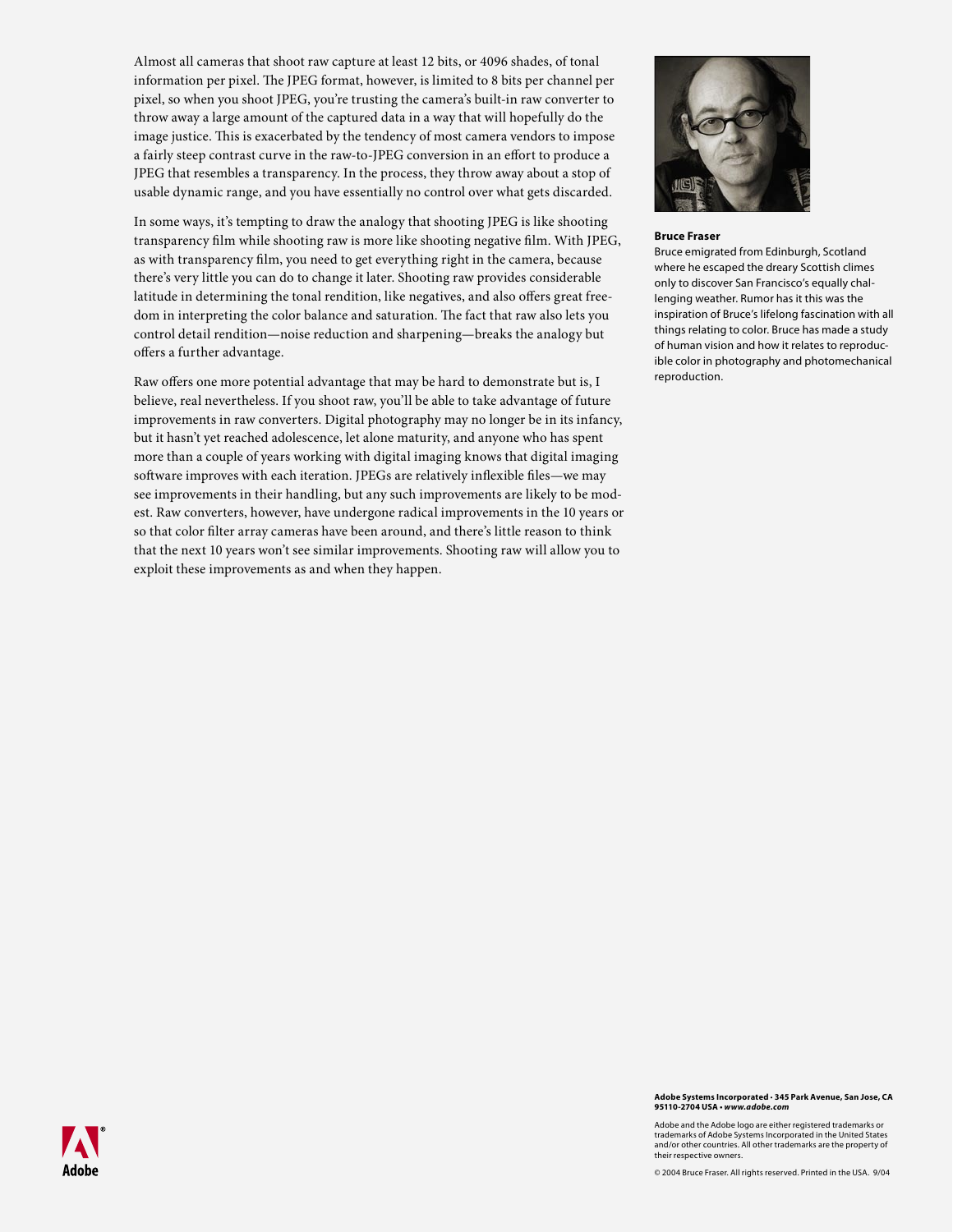Almost all cameras that shoot raw capture at least 12 bits, or 4096 shades, of tonal information per pixel. The JPEG format, however, is limited to 8 bits per channel per pixel, so when you shoot JPEG, you're trusting the camera's built-in raw converter to throw away a large amount of the captured data in a way that will hopefully do the image justice. This is exacerbated by the tendency of most camera vendors to impose a fairly steep contrast curve in the raw-to-JPEG conversion in an effort to produce a JPEG that resembles a transparency. In the process, they throw away about a stop of usable dynamic range, and you have essentially no control over what gets discarded.

In some ways, it's tempting to draw the analogy that shooting JPEG is like shooting transparency film while shooting raw is more like shooting negative film. With JPEG, as with transparency film, you need to get everything right in the camera, because there's very little you can do to change it later. Shooting raw provides considerable latitude in determining the tonal rendition, like negatives, and also offers great freedom in interpreting the color balance and saturation. The fact that raw also lets you control detail rendition—noise reduction and sharpening—breaks the analogy but offers a further advantage.

Raw offers one more potential advantage that may be hard to demonstrate but is, I believe, real nevertheless. If you shoot raw, you'll be able to take advantage of future improvements in raw converters. Digital photography may no longer be in its infancy, but it hasn't yet reached adolescence, let alone maturity, and anyone who has spent more than a couple of years working with digital imaging knows that digital imaging software improves with each iteration. JPEGs are relatively inflexible files—we may see improvements in their handling, but any such improvements are likely to be modest. Raw converters, however, have undergone radical improvements in the 10 years or so that color filter array cameras have been around, and there's little reason to think that the next 10 years won't see similar improvements. Shooting raw will allow you to exploit these improvements as and when they happen.

**Bruce Fraser**

Bruce emigrated from Edinburgh, Scotland where he escaped the dreary Scottish climes only to discover San Francisco's equally challenging weather. Rumor has it this was the inspiration of Bruce's lifelong fascination with all things relating to color. Bruce has made a study of human vision and how it relates to reproducible color in photography and photomechanical reproduction.

Adobe

**Adobe Systems Incorporated • 345 Park Avenue, San Jose, CA 95110-2704 USA • *www.adobe.com***

Adobe and the Adobe logo are either registered trademarks or trademarks of Adobe Systems Incorporated in the United States and/or other countries. All other trademarks are the property of their respective owners.

© 2004 Bruce Fraser. All rights reserved. Printed in the USA. 9/04